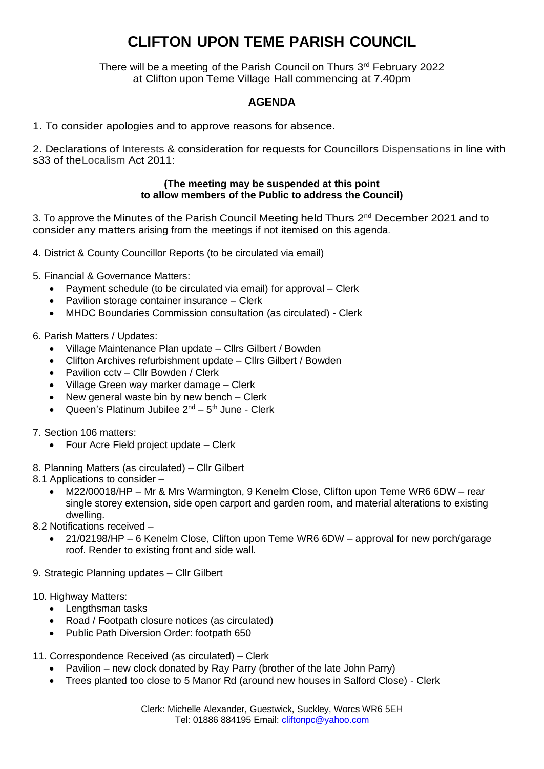# CLIFTON UPON TEME PARISH COUNCIL

There will be a meeting of the Parish Council on Thurs 3rd February 2022 at Clifton upon Teme Village Hall commencing at 7.40pm

## AGENDA

1. To consider apologies and to approve reasons for absence.

2. Declarations of Interests & consideration for requests for Councillors Dispensations in line with s33 of theLocalism Act 2011:

**(The meeting may be suspended at this point to allow members of the Public to address the Council)**

3. To approve the Minutes of the Parish Council Meeting held Thurs 2nd December 2021 and to consider any matters arising from the meetings if not itemised on this agenda.

4. District & County Councillor Reports (to be circulated via email)

5. Financial & Governance Matters:
   - Payment schedule (to be circulated via email) for approval – Clerk
   - Pavilion storage container insurance – Clerk
   - MHDC Boundaries Commission consultation (as circulated) - Clerk

6. Parish Matters / Updates:
   - Village Maintenance Plan update – Cllrs Gilbert / Bowden
   - Clifton Archives refurbishment update – Cllrs Gilbert / Bowden
   - Pavilion cctv – Cllr Bowden / Clerk
   - Village Green way marker damage – Clerk
   - New general waste bin by new bench – Clerk
   - Queen's Platinum Jubilee 2nd – 5th June - Clerk

7. Section 106 matters:
   - Four Acre Field project update – Clerk

8. Planning Matters (as circulated) – Cllr Gilbert

8.1 Applications to consider –
   - M22/00018/HP – Mr & Mrs Warmington, 9 Kenelm Close, Clifton upon Teme WR6 6DW – rear single storey extension, side open carport and garden room, and material alterations to existing dwelling.

8.2 Notifications received –
   - 21/02198/HP – 6 Kenelm Close, Clifton upon Teme WR6 6DW – approval for new porch/garage roof. Render to existing front and side wall.

9. Strategic Planning updates – Cllr Gilbert

10. Highway Matters:
   - Lengthsman tasks
   - Road / Footpath closure notices (as circulated)
   - Public Path Diversion Order: footpath 650

11. Correspondence Received (as circulated) – Clerk
   - Pavilion – new clock donated by Ray Parry (brother of the late John Parry)
   - Trees planted too close to 5 Manor Rd (around new houses in Salford Close) - Clerk

Clerk: Michelle Alexander, Guestwick, Suckley, Worcs WR6 5EH
Tel: 01886 884195 Email: cliftonpc@yahoo.com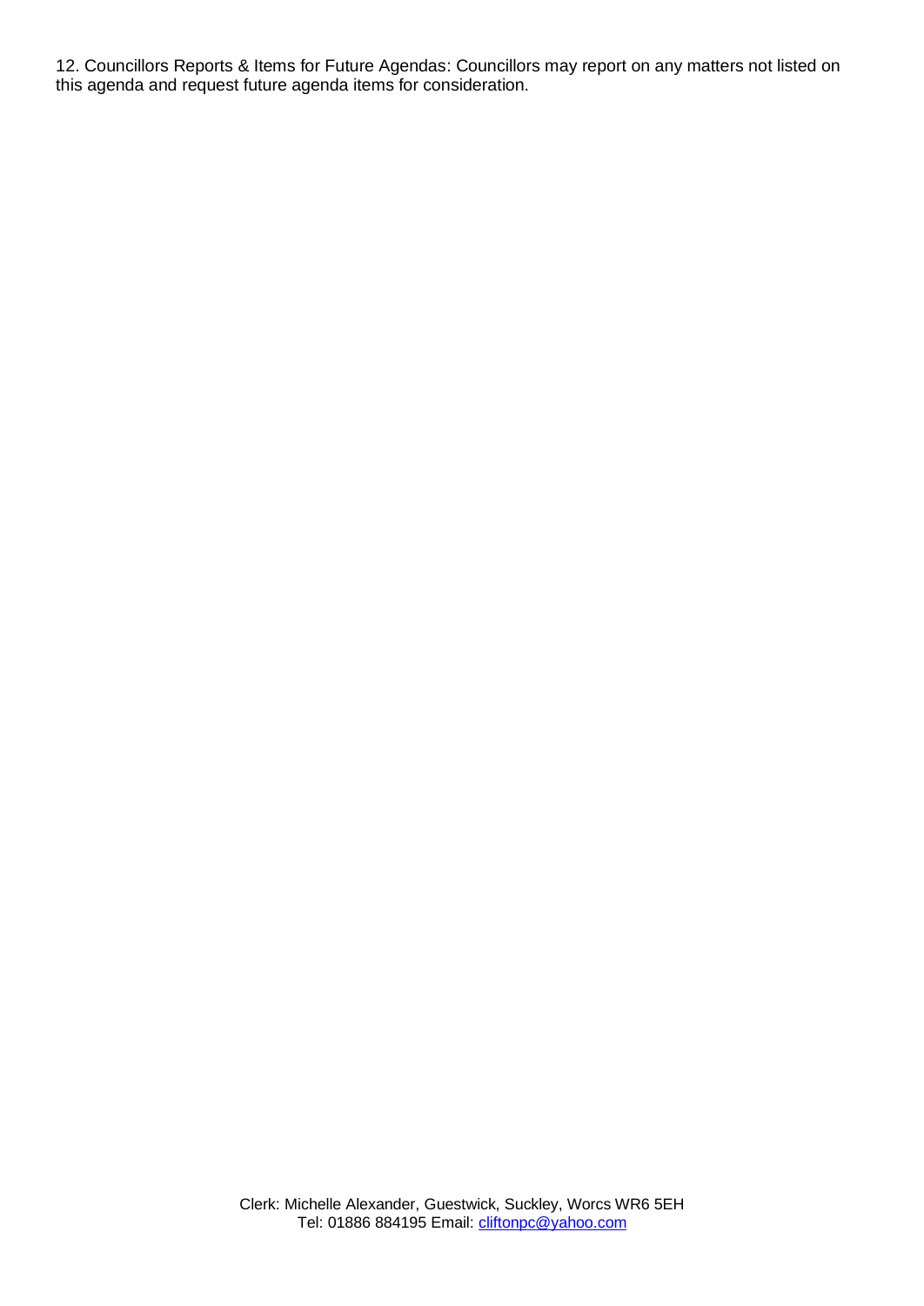12. Councillors Reports & Items for Future Agendas: Councillors may report on any matters not listed on this agenda and request future agenda items for consideration.

Clerk: Michelle Alexander, Guestwick, Suckley, Worcs WR6 5EH
Tel: 01886 884195 Email: cliftonpc@yahoo.com